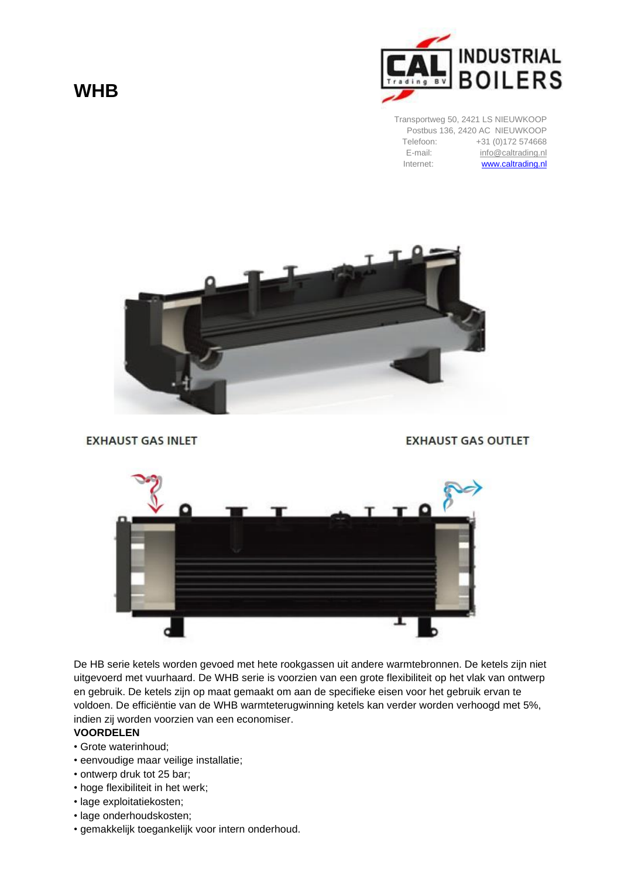# WHB

INDUSTRIAL BOILERS

Transportweg 50, 2421 LS NIEUWKOOP
Postbus 136, 2420 AC NIEUWKOOP
Telefoon: +31 (0)172 574668
E-mail: info@caltrading.nl
Internet: www.caltrading.nl

EXHAUST GAS INLET

EXHAUST GAS OUTLET

De HB serie ketels worden gevoed met hete rookgassen uit andere warmtebronnen. De ketels zijn niet uitgevoerd met vuurhaard. De WHB serie is voorzien van een grote flexibiliteit op het vlak van ontwerp en gebruik. De ketels zijn op maat gemaakt om aan de specifieke eisen voor het gebruik ervan te voldoen. De efficiëntie van de WHB warmteterugwinning ketels kan verder worden verhoogd met 5%, indien zij worden voorzien van een economiser.

**VOORDELEN**

- Grote waterinhoud;
- eenvoudige maar veilige installatie;
- ontwerp druk tot 25 bar;
- hoge flexibiliteit in het werk;
- lage exploitatiekosten;
- lage onderhoudskosten;
- gemakkelijk toegankelijk voor intern onderhoud.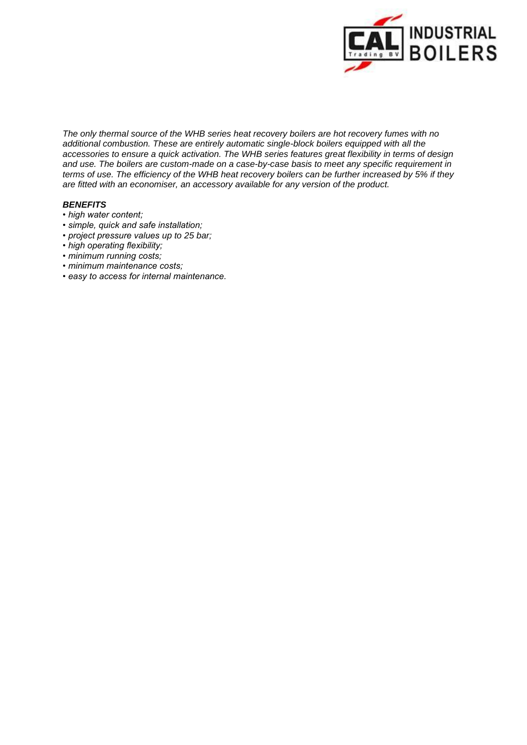*The only thermal source of the WHB series heat recovery boilers are hot recovery fumes with no additional combustion. These are entirely automatic single-block boilers equipped with all the accessories to ensure a quick activation. The WHB series features great flexibility in terms of design and use. The boilers are custom-made on a case-by-case basis to meet any specific requirement in terms of use. The efficiency of the WHB heat recovery boilers can be further increased by 5% if they are fitted with an economiser, an accessory available for any version of the product.*

***BENEFITS***

- *high water content;*
- *simple, quick and safe installation;*
- *project pressure values up to 25 bar;*
- *high operating flexibility;*
- *minimum running costs;*
- *minimum maintenance costs;*
- *easy to access for internal maintenance.*